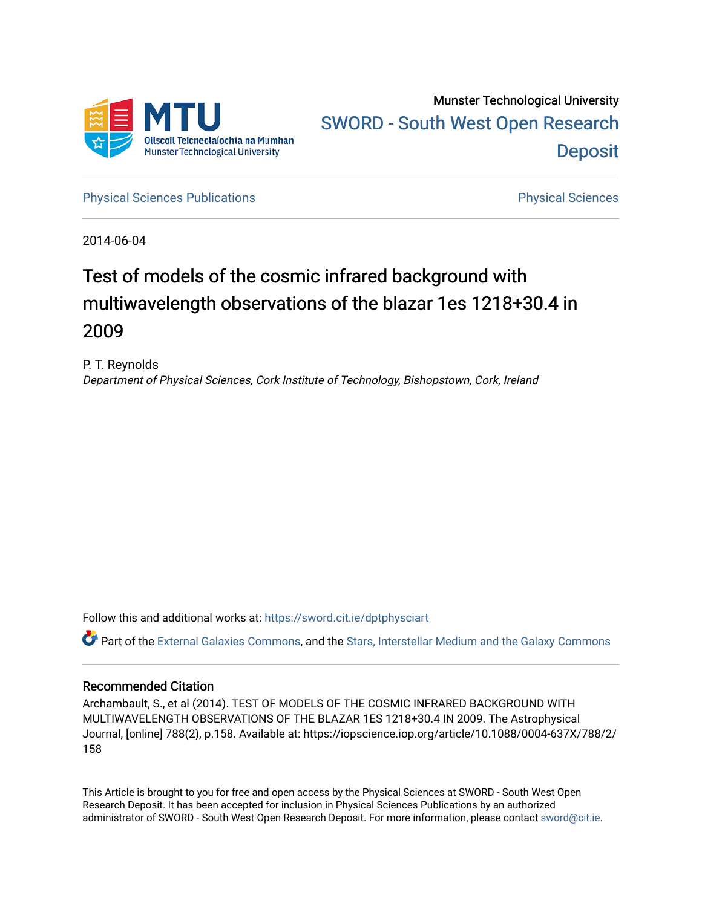Munster Technological University

SWORD - South West Open Research Deposit

Physical Sciences Publications | Physical Sciences

2014-06-04

# Test of models of the cosmic infrared background with multiwavelength observations of the blazar 1es 1218+30.4 in 2009

P. T. Reynolds

*Department of Physical Sciences, Cork Institute of Technology, Bishopstown, Cork, Ireland*

Follow this and additional works at: https://sword.cit.ie/dptphysciart

Part of the External Galaxies Commons, and the Stars, Interstellar Medium and the Galaxy Commons

## Recommended Citation

Archambault, S., et al (2014). TEST OF MODELS OF THE COSMIC INFRARED BACKGROUND WITH MULTIWAVELENGTH OBSERVATIONS OF THE BLAZAR 1ES 1218+30.4 IN 2009. The Astrophysical Journal, [online] 788(2), p.158. Available at: https://iopscience.iop.org/article/10.1088/0004-637X/788/2/158

This Article is brought to you for free and open access by the Physical Sciences at SWORD - South West Open Research Deposit. It has been accepted for inclusion in Physical Sciences Publications by an authorized administrator of SWORD - South West Open Research Deposit. For more information, please contact sword@cit.ie.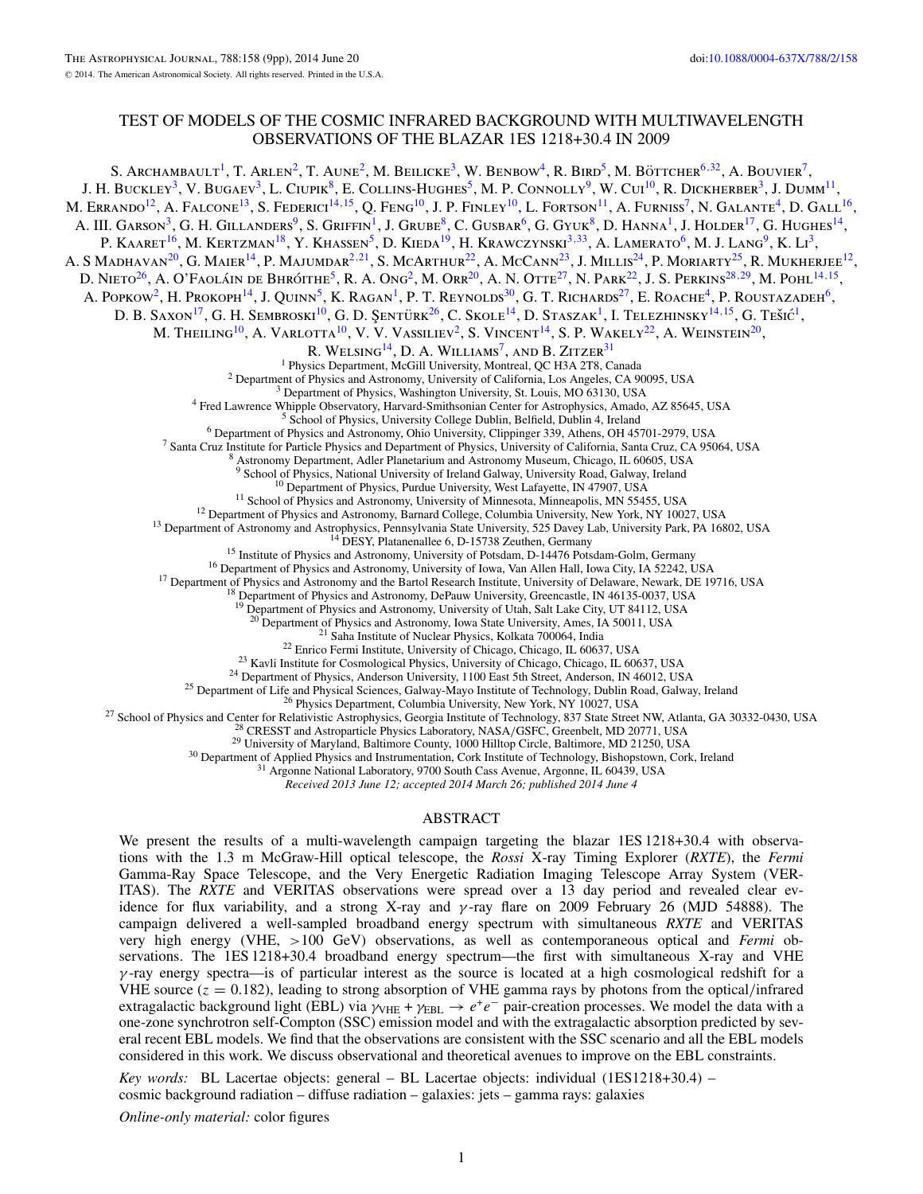# TEST OF MODELS OF THE COSMIC INFRARED BACKGROUND WITH MULTIWAVELENGTH OBSERVATIONS OF THE BLAZAR 1ES 1218+30.4 IN 2009

S. Archambault[1], T. Arlen[2], T. Aune[2], M. Beilicke[3], W. Benbow[4], R. Bird[5], M. Böttcher[6,32], A. Bouvier[7], J. H. Buckley[3], V. Bugaev[3], L. Ciupik[8], E. Collins-Hughes[5], M. P. Connolly[9], W. Cui[10], R. Dickherber[3], J. Dumm[11], M. Errando[12], A. Falcone[13], S. Federici[14,15], Q. Feng[10], J. P. Finley[10], L. Fortson[11], A. Furniss[7], N. Galante[4], D. Gall[16], A. III. Garson[3], G. H. Gillanders[9], S. Griffin[1], J. Grube[8], C. Gusbar[6], G. Gyuk[8], D. Hanna[1], J. Holder[17], G. Hughes[14], P. Kaaret[16], M. Kertzman[18], Y. Khassen[5], D. Kieda[19], H. Krawczynski[3,33], A. Lamerato[6], M. J. Lang[9], K. Li[3], A S Madhavan[20], G. Maier[14], P. Majumdar[2,21], S. McArthur[22], A. McCann[23], J. Millis[24], P. Moriarty[25], R. Mukherjee[12], D. Nieto[26], A. O'Faoláin de Bhróithe[5], R. A. Ong[2], M. Orr[20], A. N. Otte[27], N. Park[22], J. S. Perkins[28,29], M. Pohl[14,15], A. Popkow[2], H. Prokoph[14], J. Quinn[5], K. Ragan[1], P. T. Reynolds[30], G. T. Richards[27], E. Roache[4], P. Roustazadeh[6], D. B. Saxon[17], G. H. Sembroski[10], G. D. Şentürk[26], C. Skole[14], D. Staszak[1], I. Telezhinsky[14,15], G. Tešić[1], M. Theiling[10], A. Varlotta[10], V. V. Vassiliev[2], S. Vincent[14], S. P. Wakely[22], A. Weinstein[20], R. Welsing[14], D. A. Williams[7], and B. Zitzer[31]

[1] Physics Department, McGill University, Montreal, QC H3A 2T8, Canada
[2] Department of Physics and Astronomy, University of California, Los Angeles, CA 90095, USA
[3] Department of Physics, Washington University, St. Louis, MO 63130, USA
[4] Fred Lawrence Whipple Observatory, Harvard-Smithsonian Center for Astrophysics, Amado, AZ 85645, USA
[5] School of Physics, University College Dublin, Belfield, Dublin 4, Ireland
[6] Department of Physics and Astronomy, Ohio University, Clippinger 339, Athens, OH 45701-2979, USA
[7] Santa Cruz Institute for Particle Physics and Department of Physics, University of California, Santa Cruz, CA 95064, USA
[8] Astronomy Department, Adler Planetarium and Astronomy Museum, Chicago, IL 60605, USA
[9] School of Physics, National University of Ireland Galway, University Road, Galway, Ireland
[10] Department of Physics, Purdue University, West Lafayette, IN 47907, USA
[11] School of Physics and Astronomy, University of Minnesota, Minneapolis, MN 55455, USA
[12] Department of Physics and Astronomy, Barnard College, Columbia University, New York, NY 10027, USA
[13] Department of Astronomy and Astrophysics, Pennsylvania State University, 525 Davey Lab, University Park, PA 16802, USA
[14] DESY, Platanenallee 6, D-15738 Zeuthen, Germany
[15] Institute of Physics and Astronomy, University of Potsdam, D-14476 Potsdam-Golm, Germany
[16] Department of Physics and Astronomy, University of Iowa, Van Allen Hall, Iowa City, IA 52242, USA
[17] Department of Physics and Astronomy and the Bartol Research Institute, University of Delaware, Newark, DE 19716, USA
[18] Department of Physics and Astronomy, DePauw University, Greencastle, IN 46135-0037, USA
[19] Department of Physics and Astronomy, University of Utah, Salt Lake City, UT 84112, USA
[20] Department of Physics and Astronomy, Iowa State University, Ames, IA 50011, USA
[21] Saha Institute of Nuclear Physics, Kolkata 700064, India
[22] Enrico Fermi Institute, University of Chicago, Chicago, IL 60637, USA
[23] Kavli Institute for Cosmological Physics, University of Chicago, Chicago, IL 60637, USA
[24] Department of Physics, Anderson University, 1100 East 5th Street, Anderson, IN 46012, USA
[25] Department of Life and Physical Sciences, Galway-Mayo Institute of Technology, Dublin Road, Galway, Ireland
[26] Physics Department, Columbia University, New York, NY 10027, USA
[27] School of Physics and Center for Relativistic Astrophysics, Georgia Institute of Technology, 837 State Street NW, Atlanta, GA 30332-0430, USA
[28] CRESST and Astroparticle Physics Laboratory, NASA/GSFC, Greenbelt, MD 20771, USA
[29] University of Maryland, Baltimore County, 1000 Hilltop Circle, Baltimore, MD 21250, USA
[30] Department of Applied Physics and Instrumentation, Cork Institute of Technology, Bishopstown, Cork, Ireland
[31] Argonne National Laboratory, 9700 South Cass Avenue, Argonne, IL 60439, USA

*Received 2013 June 12; accepted 2014 March 26; published 2014 June 4*

## ABSTRACT

We present the results of a multi-wavelength campaign targeting the blazar 1ES 1218+30.4 with observations with the 1.3 m McGraw-Hill optical telescope, the *Rossi* X-ray Timing Explorer (*RXTE*), the *Fermi* Gamma-Ray Space Telescope, and the Very Energetic Radiation Imaging Telescope Array System (VERITAS). The *RXTE* and VERITAS observations were spread over a 13 day period and revealed clear evidence for flux variability, and a strong X-ray and $\gamma$-ray flare on 2009 February 26 (MJD 54888). The campaign delivered a well-sampled broadband energy spectrum with simultaneous *RXTE* and VERITAS very high energy (VHE, >100 GeV) observations, as well as contemporaneous optical and *Fermi* observations. The 1ES 1218+30.4 broadband energy spectrum—the first with simultaneous X-ray and VHE $\gamma$-ray energy spectra—is of particular interest as the source is located at a high cosmological redshift for a VHE source ($z = 0.182$), leading to strong absorption of VHE gamma rays by photons from the optical/infrared extragalactic background light (EBL) via $\gamma_{\mathrm{VHE}} + \gamma_{\mathrm{EBL}} \rightarrow e^{+}e^{-}$ pair-creation processes. We model the data with a one-zone synchrotron self-Compton (SSC) emission model and with the extragalactic absorption predicted by several recent EBL models. We find that the observations are consistent with the SSC scenario and all the EBL models considered in this work. We discuss observational and theoretical avenues to improve on the EBL constraints.

*Key words:* BL Lacertae objects: general – BL Lacertae objects: individual (1ES1218+30.4) – cosmic background radiation – diffuse radiation – galaxies: jets – gamma rays: galaxies

*Online-only material:* color figures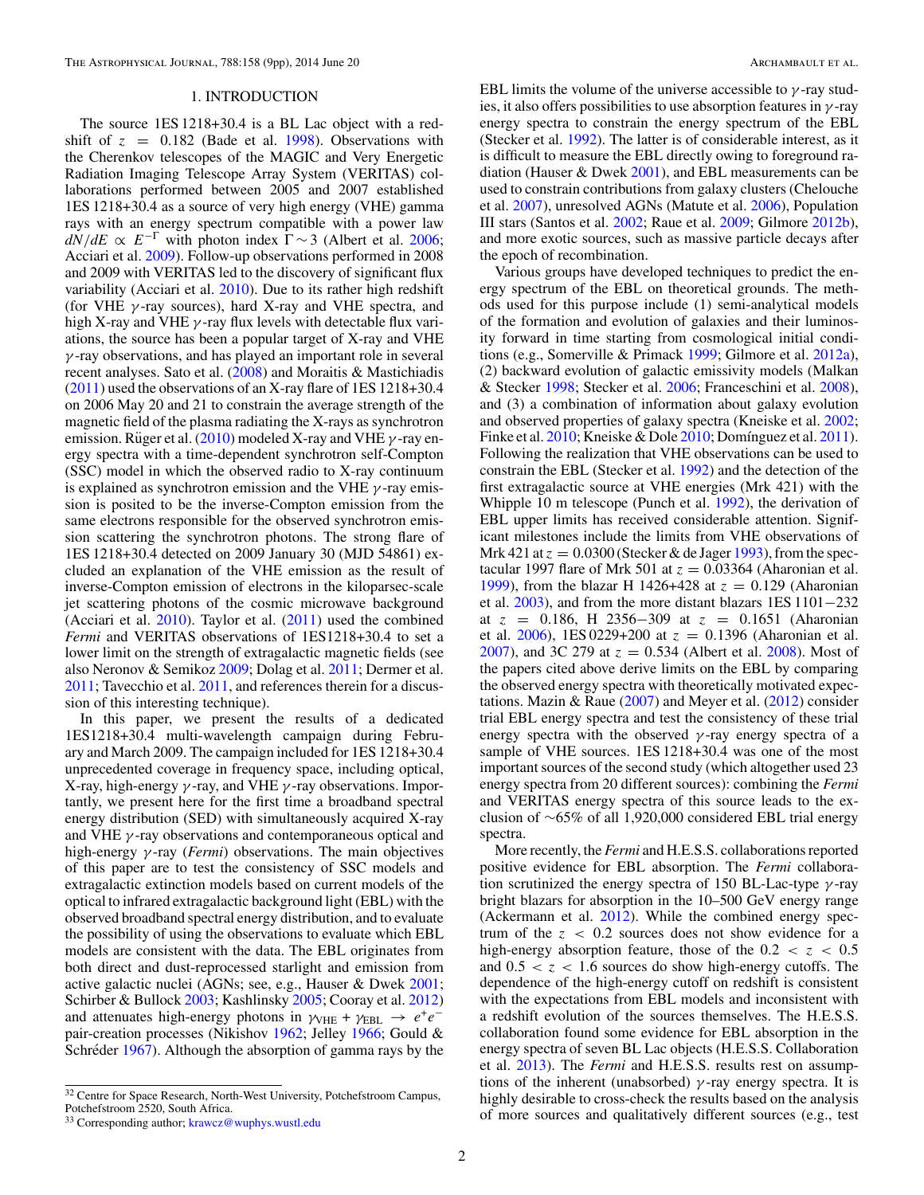## 1. INTRODUCTION

The source 1ES 1218+30.4 is a BL Lac object with a redshift of $z = 0.182$ (Bade et al. 1998). Observations with the Cherenkov telescopes of the MAGIC and Very Energetic Radiation Imaging Telescope Array System (VERITAS) collaborations performed between 2005 and 2007 established 1ES 1218+30.4 as a source of very high energy (VHE) gamma rays with an energy spectrum compatible with a power law $dN/dE \propto E^{-\Gamma}$ with photon index $\Gamma \sim 3$ (Albert et al. 2006; Acciari et al. 2009). Follow-up observations performed in 2008 and 2009 with VERITAS led to the discovery of significant flux variability (Acciari et al. 2010). Due to its rather high redshift (for VHE $\gamma$-ray sources), hard X-ray and VHE spectra, and high X-ray and VHE $\gamma$-ray flux levels with detectable flux variations, the source has been a popular target of X-ray and VHE $\gamma$-ray observations, and has played an important role in several recent analyses. Sato et al. (2008) and Moraitis & Mastichiadis (2011) used the observations of an X-ray flare of 1ES 1218+30.4 on 2006 May 20 and 21 to constrain the average strength of the magnetic field of the plasma radiating the X-rays as synchrotron emission. Rüger et al. (2010) modeled X-ray and VHE $\gamma$-ray energy spectra with a time-dependent synchrotron self-Compton (SSC) model in which the observed radio to X-ray continuum is explained as synchrotron emission and the VHE $\gamma$-ray emission is posited to be the inverse-Compton emission from the same electrons responsible for the observed synchrotron emission scattering the synchrotron photons. The strong flare of 1ES 1218+30.4 detected on 2009 January 30 (MJD 54861) excluded an explanation of the VHE emission as the result of inverse-Compton emission of electrons in the kiloparsec-scale jet scattering photons of the cosmic microwave background (Acciari et al. 2010). Taylor et al. (2011) used the combined *Fermi* and VERITAS observations of 1ES1218+30.4 to set a lower limit on the strength of extragalactic magnetic fields (see also Neronov & Semikoz 2009; Dolag et al. 2011; Dermer et al. 2011; Tavecchio et al. 2011, and references therein for a discussion of this interesting technique).

In this paper, we present the results of a dedicated 1ES1218+30.4 multi-wavelength campaign during February and March 2009. The campaign included for 1ES 1218+30.4 unprecedented coverage in frequency space, including optical, X-ray, high-energy $\gamma$-ray, and VHE $\gamma$-ray observations. Importantly, we present here for the first time a broadband spectral energy distribution (SED) with simultaneously acquired X-ray and VHE $\gamma$-ray observations and contemporaneous optical and high-energy $\gamma$-ray (*Fermi*) observations. The main objectives of this paper are to test the consistency of SSC models and extragalactic extinction models based on current models of the optical to infrared extragalactic background light (EBL) with the observed broadband spectral energy distribution, and to evaluate the possibility of using the observations to evaluate which EBL models are consistent with the data. The EBL originates from both direct and dust-reprocessed starlight and emission from active galactic nuclei (AGNs; see, e.g., Hauser & Dwek 2001; Schirber & Bullock 2003; Kashlinsky 2005; Cooray et al. 2012) and attenuates high-energy photons in $\gamma_{\mathrm{VHE}} + \gamma_{\mathrm{EBL}} \rightarrow e^{+}e^{-}$ pair-creation processes (Nikishov 1962; Jelley 1966; Gould & Schréder 1967). Although the absorption of gamma rays by the EBL limits the volume of the universe accessible to $\gamma$-ray studies, it also offers possibilities to use absorption features in $\gamma$-ray energy spectra to constrain the energy spectrum of the EBL (Stecker et al. 1992). The latter is of considerable interest, as it is difficult to measure the EBL directly owing to foreground radiation (Hauser & Dwek 2001), and EBL measurements can be used to constrain contributions from galaxy clusters (Chelouche et al. 2007), unresolved AGNs (Matute et al. 2006), Population III stars (Santos et al. 2002; Raue et al. 2009; Gilmore 2012b), and more exotic sources, such as massive particle decays after the epoch of recombination.

Various groups have developed techniques to predict the energy spectrum of the EBL on theoretical grounds. The methods used for this purpose include (1) semi-analytical models of the formation and evolution of galaxies and their luminosity forward in time starting from cosmological initial conditions (e.g., Somerville & Primack 1999; Gilmore et al. 2012a), (2) backward evolution of galactic emissivity models (Malkan & Stecker 1998; Stecker et al. 2006; Franceschini et al. 2008), and (3) a combination of information about galaxy evolution and observed properties of galaxy spectra (Kneiske et al. 2002; Finke et al. 2010; Kneiske & Dole 2010; Domínguez et al. 2011). Following the realization that VHE observations can be used to constrain the EBL (Stecker et al. 1992) and the detection of the first extragalactic source at VHE energies (Mrk 421) with the Whipple 10 m telescope (Punch et al. 1992), the derivation of EBL upper limits has received considerable attention. Significant milestones include the limits from VHE observations of Mrk 421 at $z = 0.0300$ (Stecker & de Jager 1993), from the spectacular 1997 flare of Mrk 501 at $z = 0.03364$ (Aharonian et al. 1999), from the blazar H 1426+428 at $z = 0.129$ (Aharonian et al. 2003), and from the more distant blazars 1ES 1101−232 at $z = 0.186$, H 2356−309 at $z = 0.1651$ (Aharonian et al. 2006), 1ES 0229+200 at $z = 0.1396$ (Aharonian et al. 2007), and 3C 279 at $z = 0.534$ (Albert et al. 2008). Most of the papers cited above derive limits on the EBL by comparing the observed energy spectra with theoretically motivated expectations. Mazin & Raue (2007) and Meyer et al. (2012) consider trial EBL energy spectra and test the consistency of these trial energy spectra with the observed $\gamma$-ray energy spectra of a sample of VHE sources. 1ES 1218+30.4 was one of the most important sources of the second study (which altogether used 23 energy spectra from 20 different sources): combining the *Fermi* and VERITAS energy spectra of this source leads to the exclusion of ∼65% of all 1,920,000 considered EBL trial energy spectra.

More recently, the *Fermi* and H.E.S.S. collaborations reported positive evidence for EBL absorption. The *Fermi* collaboration scrutinized the energy spectra of 150 BL-Lac-type $\gamma$-ray bright blazars for absorption in the 10–500 GeV energy range (Ackermann et al. 2012). While the combined energy spectrum of the $z < 0.2$ sources does not show evidence for a high-energy absorption feature, those of the $0.2 < z < 0.5$ and $0.5 < z < 1.6$ sources do show high-energy cutoffs. The dependence of the high-energy cutoff on redshift is consistent with the expectations from EBL models and inconsistent with a redshift evolution of the sources themselves. The H.E.S.S. collaboration found some evidence for EBL absorption in the energy spectra of seven BL Lac objects (H.E.S.S. Collaboration et al. 2013). The *Fermi* and H.E.S.S. results rest on assumptions of the inherent (unabsorbed) $\gamma$-ray energy spectra. It is highly desirable to cross-check the results based on the analysis of more sources and qualitatively different sources (e.g., test

[32] Centre for Space Research, North-West University, Potchefstroom Campus, Potchefstroom 2520, South Africa.
[33] Corresponding author; krawcz@wuphys.wustl.edu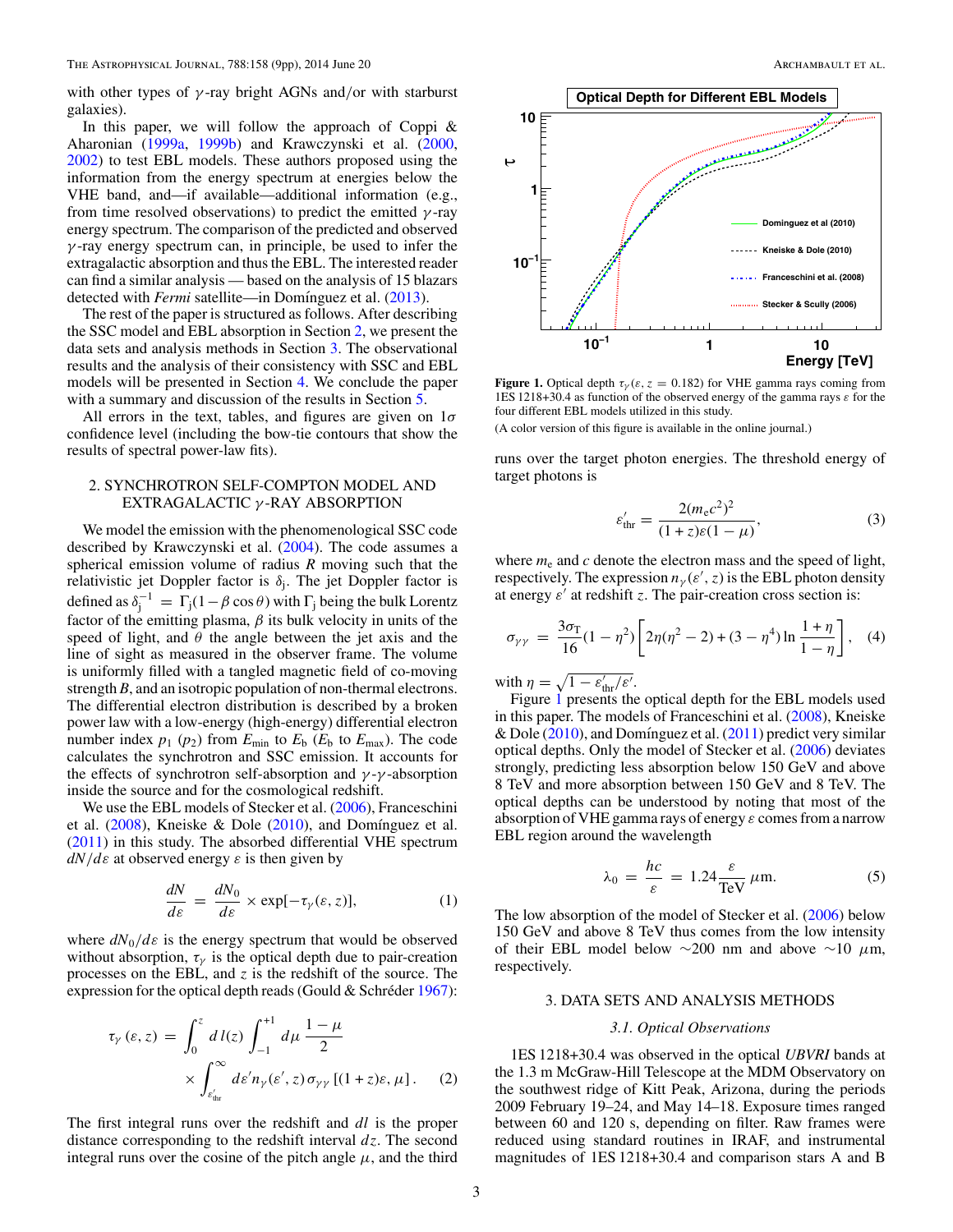with other types of $\gamma$-ray bright AGNs and/or with starburst galaxies).

In this paper, we will follow the approach of Coppi & Aharonian (1999a, 1999b) and Krawczynski et al. (2000, 2002) to test EBL models. These authors proposed using the information from the energy spectrum at energies below the VHE band, and—if available—additional information (e.g., from time resolved observations) to predict the emitted $\gamma$-ray energy spectrum. The comparison of the predicted and observed $\gamma$-ray energy spectrum can, in principle, be used to infer the extragalactic absorption and thus the EBL. The interested reader can find a similar analysis — based on the analysis of 15 blazars detected with *Fermi* satellite—in Domínguez et al. (2013).

The rest of the paper is structured as follows. After describing the SSC model and EBL absorption in Section 2, we present the data sets and analysis methods in Section 3. The observational results and the analysis of their consistency with SSC and EBL models will be presented in Section 4. We conclude the paper with a summary and discussion of the results in Section 5.

All errors in the text, tables, and figures are given on $1\sigma$ confidence level (including the bow-tie contours that show the results of spectral power-law fits).

## 2. SYNCHROTRON SELF-COMPTON MODEL AND EXTRAGALACTIC $\gamma$-RAY ABSORPTION

We model the emission with the phenomenological SSC code described by Krawczynski et al. (2004). The code assumes a spherical emission volume of radius $R$ moving such that the relativistic jet Doppler factor is $\delta_{\rm j}$. The jet Doppler factor is defined as $\delta_{\rm j}^{-1} = \Gamma_{\rm j}(1-\beta\cos\theta)$ with $\Gamma_{\rm j}$ being the bulk Lorentz factor of the emitting plasma, $\beta$ its bulk velocity in units of the speed of light, and $\theta$ the angle between the jet axis and the line of sight as measured in the observer frame. The volume is uniformly filled with a tangled magnetic field of co-moving strength $B$, and an isotropic population of non-thermal electrons. The differential electron distribution is described by a broken power law with a low-energy (high-energy) differential electron number index $p_1$ ($p_2$) from $E_{\rm min}$ to $E_{\rm b}$ ($E_{\rm b}$ to $E_{\rm max}$). The code calculates the synchrotron and SSC emission. It accounts for the effects of synchrotron self-absorption and $\gamma$-$\gamma$-absorption inside the source and for the cosmological redshift.

We use the EBL models of Stecker et al. (2006), Franceschini et al. (2008), Kneiske & Dole (2010), and Domínguez et al. (2011) in this study. The absorbed differential VHE spectrum $dN/d\varepsilon$ at observed energy $\varepsilon$ is then given by

$$\frac{dN}{d\varepsilon} = \frac{dN_0}{d\varepsilon} \times \exp[-\tau_\gamma(\varepsilon, z)], \quad (1)$$

where $dN_0/d\varepsilon$ is the energy spectrum that would be observed without absorption, $\tau_\gamma$ is the optical depth due to pair-creation processes on the EBL, and $z$ is the redshift of the source. The expression for the optical depth reads (Gould & Schréder 1967):

$$\tau_\gamma(\varepsilon, z) = \int_0^z dl(z) \int_{-1}^{+1} d\mu\, \frac{1-\mu}{2} \times \int_{\varepsilon'_{\rm thr}}^{\infty} d\varepsilon' n_\gamma(\varepsilon', z)\, \sigma_{\gamma\gamma}\,[(1+z)\varepsilon, \mu]\,. \quad (2)$$

The first integral runs over the redshift and $dl$ is the proper distance corresponding to the redshift interval $dz$. The second integral runs over the cosine of the pitch angle $\mu$, and the third runs over the target photon energies. The threshold energy of target photons is

$$\varepsilon'_{\rm thr} = \frac{2(m_{\rm e}c^2)^2}{(1+z)\varepsilon(1-\mu)}, \quad (3)$$

where $m_{\rm e}$ and $c$ denote the electron mass and the speed of light, respectively. The expression $n_\gamma(\varepsilon', z)$ is the EBL photon density at energy $\varepsilon'$ at redshift $z$. The pair-creation cross section is:

$$\sigma_{\gamma\gamma} = \frac{3\sigma_{\rm T}}{16}(1-\eta^2)\left[2\eta(\eta^2-2) + (3-\eta^4)\ln\frac{1+\eta}{1-\eta}\right], \quad (4)$$

with $\eta = \sqrt{1-\varepsilon'_{\rm thr}/\varepsilon'}$.

**Figure 1.** Optical depth $\tau_\gamma(\varepsilon, z = 0.182)$ for VHE gamma rays coming from 1ES 1218+30.4 as function of the observed energy of the gamma rays $\varepsilon$ for the four different EBL models utilized in this study.

(A color version of this figure is available in the online journal.)

Figure 1 presents the optical depth for the EBL models used in this paper. The models of Franceschini et al. (2008), Kneiske & Dole (2010), and Domínguez et al. (2011) predict very similar optical depths. Only the model of Stecker et al. (2006) deviates strongly, predicting less absorption below 150 GeV and above 8 TeV and more absorption between 150 GeV and 8 TeV. The optical depths can be understood by noting that most of the absorption of VHE gamma rays of energy $\varepsilon$ comes from a narrow EBL region around the wavelength

$$\lambda_0 = \frac{hc}{\varepsilon} = 1.24\frac{\varepsilon}{\rm TeV}\,\mu{\rm m}. \quad (5)$$

The low absorption of the model of Stecker et al. (2006) below 150 GeV and above 8 TeV thus comes from the low intensity of their EBL model below $\sim$200 nm and above $\sim$10 $\mu$m, respectively.

## 3. DATA SETS AND ANALYSIS METHODS

### 3.1. Optical Observations

1ES 1218+30.4 was observed in the optical *UBVRI* bands at the 1.3 m McGraw-Hill Telescope at the MDM Observatory on the southwest ridge of Kitt Peak, Arizona, during the periods 2009 February 19–24, and May 14–18. Exposure times ranged between 60 and 120 s, depending on filter. Raw frames were reduced using standard routines in IRAF, and instrumental magnitudes of 1ES 1218+30.4 and comparison stars A and B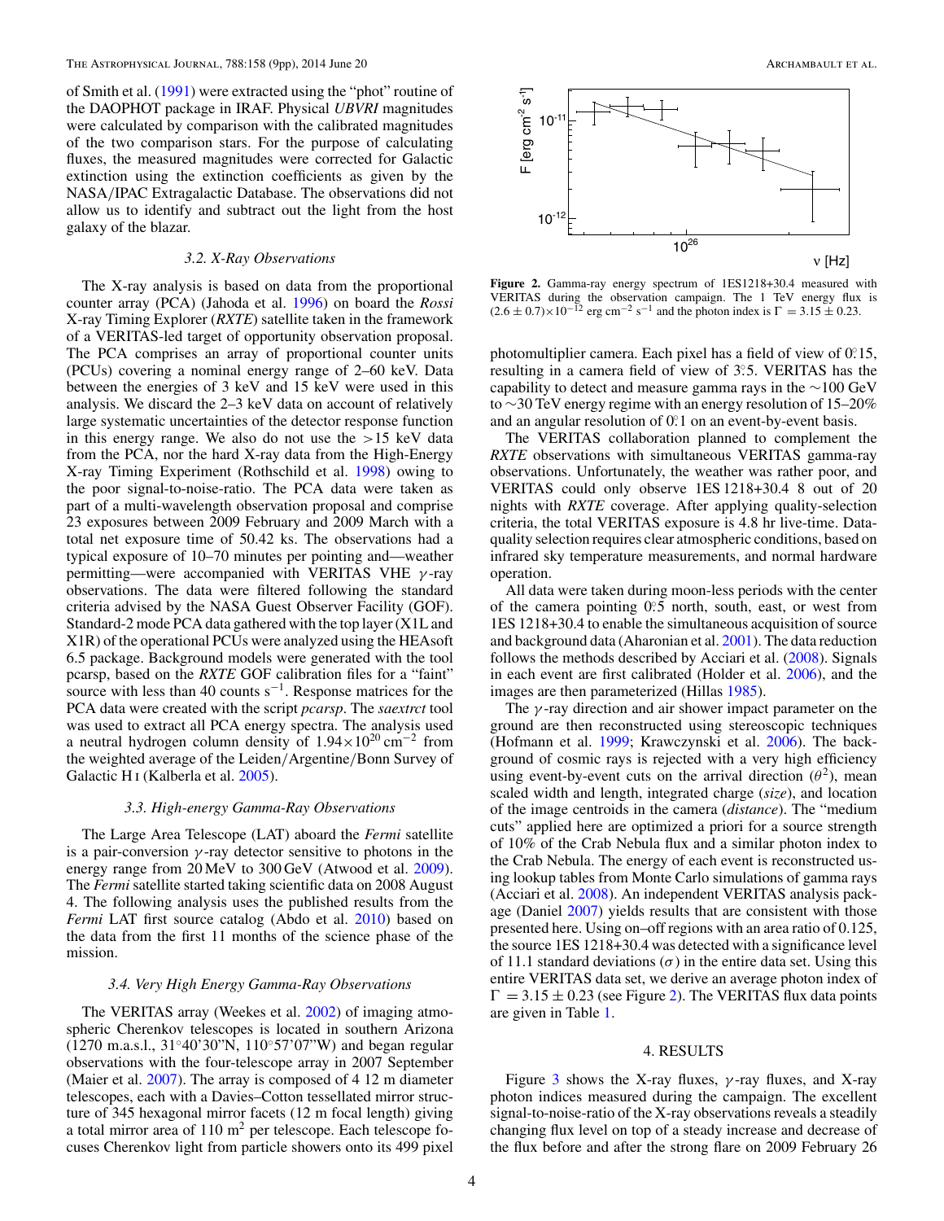of Smith et al. (1991) were extracted using the "phot" routine of the DAOPHOT package in IRAF. Physical *UBVRI* magnitudes were calculated by comparison with the calibrated magnitudes of the two comparison stars. For the purpose of calculating fluxes, the measured magnitudes were corrected for Galactic extinction using the extinction coefficients as given by the NASA/IPAC Extragalactic Database. The observations did not allow us to identify and subtract out the light from the host galaxy of the blazar.

### 3.2. X-Ray Observations

The X-ray analysis is based on data from the proportional counter array (PCA) (Jahoda et al. 1996) on board the *Rossi* X-ray Timing Explorer (*RXTE*) satellite taken in the framework of a VERITAS-led target of opportunity observation proposal. The PCA comprises an array of proportional counter units (PCUs) covering a nominal energy range of 2–60 keV. Data between the energies of 3 keV and 15 keV were used in this analysis. We discard the 2–3 keV data on account of relatively large systematic uncertainties of the detector response function in this energy range. We also do not use the >15 keV data from the PCA, nor the hard X-ray data from the High-Energy X-ray Timing Experiment (Rothschild et al. 1998) owing to the poor signal-to-noise-ratio. The PCA data were taken as part of a multi-wavelength observation proposal and comprise 23 exposures between 2009 February and 2009 March with a total net exposure time of 50.42 ks. The observations had a typical exposure of 10–70 minutes per pointing and—weather permitting—were accompanied with VERITAS VHE $\gamma$-ray observations. The data were filtered following the standard criteria advised by the NASA Guest Observer Facility (GOF). Standard-2 mode PCA data gathered with the top layer (X1L and X1R) of the operational PCUs were analyzed using the HEAsoft 6.5 package. Background models were generated with the tool pcarsp, based on the *RXTE* GOF calibration files for a "faint" source with less than 40 counts $s^{-1}$. Response matrices for the PCA data were created with the script *pcarsp*. The *saextrct* tool was used to extract all PCA energy spectra. The analysis used a neutral hydrogen column density of $1.94\times10^{20}$ cm$^{-2}$ from the weighted average of the Leiden/Argentine/Bonn Survey of Galactic H I (Kalberla et al. 2005).

### 3.3. High-energy Gamma-Ray Observations

The Large Area Telescope (LAT) aboard the *Fermi* satellite is a pair-conversion $\gamma$-ray detector sensitive to photons in the energy range from 20 MeV to 300 GeV (Atwood et al. 2009). The *Fermi* satellite started taking scientific data on 2008 August 4. The following analysis uses the published results from the *Fermi* LAT first source catalog (Abdo et al. 2010) based on the data from the first 11 months of the science phase of the mission.

### 3.4. Very High Energy Gamma-Ray Observations

The VERITAS array (Weekes et al. 2002) of imaging atmospheric Cherenkov telescopes is located in southern Arizona (1270 m.a.s.l., 31°40'30"N, 110°57'07"W) and began regular observations with the four-telescope array in 2007 September (Maier et al. 2007). The array is composed of 4 12 m diameter telescopes, each with a Davies–Cotton tessellated mirror structure of 345 hexagonal mirror facets (12 m focal length) giving a total mirror area of 110 m$^2$ per telescope. Each telescope focuses Cherenkov light from particle showers onto its 499 pixel photomultiplier camera. Each pixel has a field of view of 0°.15, resulting in a camera field of view of 3°.5. VERITAS has the capability to detect and measure gamma rays in the ~100 GeV to ~30 TeV energy regime with an energy resolution of 15–20% and an angular resolution of 0°.1 on an event-by-event basis.

**Figure 2.** Gamma-ray energy spectrum of 1ES1218+30.4 measured with VERITAS during the observation campaign. The 1 TeV energy flux is $(2.6 \pm 0.7)\times10^{-12}$ erg cm$^{-2}$ s$^{-1}$ and the photon index is $\Gamma = 3.15 \pm 0.23$.

The VERITAS collaboration planned to complement the *RXTE* observations with simultaneous VERITAS gamma-ray observations. Unfortunately, the weather was rather poor, and VERITAS could only observe 1ES 1218+30.4 8 out of 20 nights with *RXTE* coverage. After applying quality-selection criteria, the total VERITAS exposure is 4.8 hr live-time. Data-quality selection requires clear atmospheric conditions, based on infrared sky temperature measurements, and normal hardware operation.

All data were taken during moon-less periods with the center of the camera pointing 0°.5 north, south, east, or west from 1ES 1218+30.4 to enable the simultaneous acquisition of source and background data (Aharonian et al. 2001). The data reduction follows the methods described by Acciari et al. (2008). Signals in each event are first calibrated (Holder et al. 2006), and the images are then parameterized (Hillas 1985).

The $\gamma$-ray direction and air shower impact parameter on the ground are then reconstructed using stereoscopic techniques (Hofmann et al. 1999; Krawczynski et al. 2006). The background of cosmic rays is rejected with a very high efficiency using event-by-event cuts on the arrival direction ($\theta^2$), mean scaled width and length, integrated charge (*size*), and location of the image centroids in the camera (*distance*). The "medium cuts" applied here are optimized a priori for a source strength of 10% of the Crab Nebula flux and a similar photon index to the Crab Nebula. The energy of each event is reconstructed using lookup tables from Monte Carlo simulations of gamma rays (Acciari et al. 2008). An independent VERITAS analysis package (Daniel 2007) yields results that are consistent with those presented here. Using on–off regions with an area ratio of 0.125, the source 1ES 1218+30.4 was detected with a significance level of 11.1 standard deviations ($\sigma$) in the entire data set. Using this entire VERITAS data set, we derive an average photon index of $\Gamma = 3.15 \pm 0.23$ (see Figure 2). The VERITAS flux data points are given in Table 1.

## 4. RESULTS

Figure 3 shows the X-ray fluxes, $\gamma$-ray fluxes, and X-ray photon indices measured during the campaign. The excellent signal-to-noise-ratio of the X-ray observations reveals a steadily changing flux level on top of a steady increase and decrease of the flux before and after the strong flare on 2009 February 26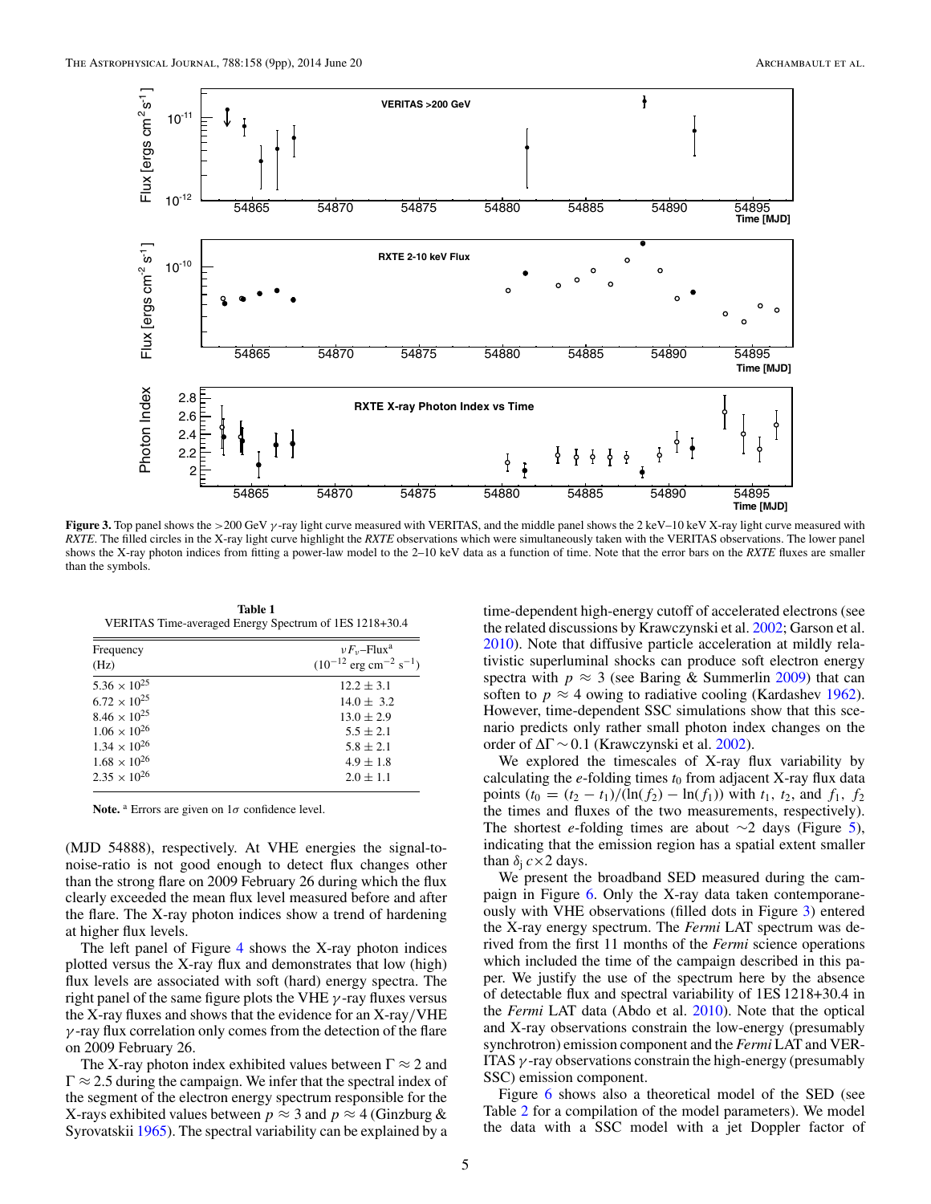**Figure 3.** Top panel shows the >200 GeV $\gamma$-ray light curve measured with VERITAS, and the middle panel shows the 2 keV–10 keV X-ray light curve measured with *RXTE*. The filled circles in the X-ray light curve highlight the *RXTE* observations which were simultaneously taken with the VERITAS observations. The lower panel shows the X-ray photon indices from fitting a power-law model to the 2–10 keV data as a function of time. Note that the error bars on the *RXTE* fluxes are smaller than the symbols.

**Table 1**
VERITAS Time-averaged Energy Spectrum of 1ES 1218+30.4

| Frequency (Hz) | $\nu F_\nu$–Flux[a] ($10^{-12}$ erg cm$^{-2}$ s$^{-1}$) |
|---|---|
| $5.36 \times 10^{25}$ | $12.2 \pm 3.1$ |
| $6.72 \times 10^{25}$ | $14.0 \pm 3.2$ |
| $8.46 \times 10^{25}$ | $13.0 \pm 2.9$ |
| $1.06 \times 10^{26}$ | $5.5 \pm 2.1$ |
| $1.34 \times 10^{26}$ | $5.8 \pm 2.1$ |
| $1.68 \times 10^{26}$ | $4.9 \pm 1.8$ |
| $2.35 \times 10^{26}$ | $2.0 \pm 1.1$ |

**Note.** [a] Errors are given on $1\sigma$ confidence level.

(MJD 54888), respectively. At VHE energies the signal-to-noise-ratio is not good enough to detect flux changes other than the strong flare on 2009 February 26 during which the flux clearly exceeded the mean flux level measured before and after the flare. The X-ray photon indices show a trend of hardening at higher flux levels.

The left panel of Figure 4 shows the X-ray photon indices plotted versus the X-ray flux and demonstrates that low (high) flux levels are associated with soft (hard) energy spectra. The right panel of the same figure plots the VHE $\gamma$-ray fluxes versus the X-ray fluxes and shows that the evidence for an X-ray/VHE $\gamma$-ray flux correlation only comes from the detection of the flare on 2009 February 26.

The X-ray photon index exhibited values between $\Gamma \approx 2$ and $\Gamma \approx 2.5$ during the campaign. We infer that the spectral index of the segment of the electron energy spectrum responsible for the X-rays exhibited values between $p \approx 3$ and $p \approx 4$ (Ginzburg & Syrovatskii 1965). The spectral variability can be explained by a time-dependent high-energy cutoff of accelerated electrons (see the related discussions by Krawczynski et al. 2002; Garson et al. 2010). Note that diffusive particle acceleration at mildly relativistic superluminal shocks can produce soft electron energy spectra with $p \approx 3$ (see Baring & Summerlin 2009) that can soften to $p \approx 4$ owing to radiative cooling (Kardashev 1962). However, time-dependent SSC simulations show that this scenario predicts only rather small photon index changes on the order of $\Delta\Gamma \sim 0.1$ (Krawczynski et al. 2002).

We explored the timescales of X-ray flux variability by calculating the *e*-folding times $t_0$ from adjacent X-ray flux data points ($t_0 = (t_2 - t_1)/(\ln(f_2) - \ln(f_1))$ with $t_1$, $t_2$, and $f_1$, $f_2$ the times and fluxes of the two measurements, respectively). The shortest *e*-folding times are about $\sim$2 days (Figure 5), indicating that the emission region has a spatial extent smaller than $\delta_j\, c \times 2$ days.

We present the broadband SED measured during the campaign in Figure 6. Only the X-ray data taken contemporaneously with VHE observations (filled dots in Figure 3) entered the X-ray energy spectrum. The *Fermi* LAT spectrum was derived from the first 11 months of the *Fermi* science operations which included the time of the campaign described in this paper. We justify the use of the spectrum here by the absence of detectable flux and spectral variability of 1ES 1218+30.4 in the *Fermi* LAT data (Abdo et al. 2010). Note that the optical and X-ray observations constrain the low-energy (presumably synchrotron) emission component and the *Fermi* LAT and VERITAS $\gamma$-ray observations constrain the high-energy (presumably SSC) emission component.

Figure 6 shows also a theoretical model of the SED (see Table 2 for a compilation of the model parameters). We model the data with a SSC model with a jet Doppler factor of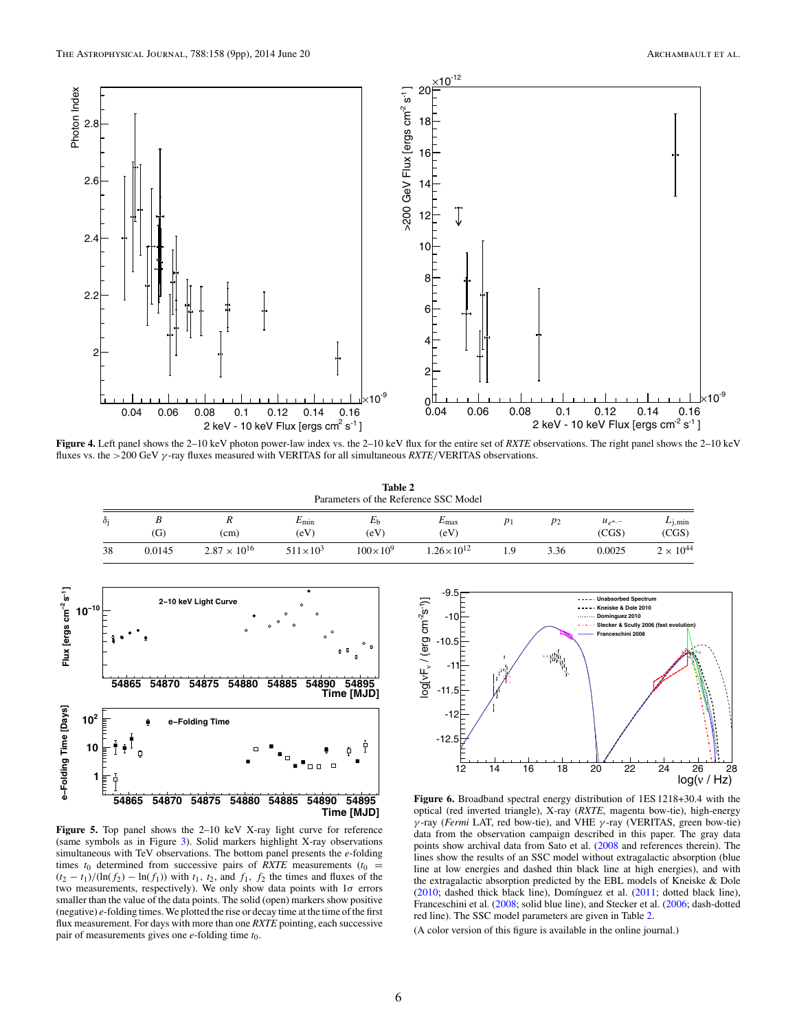**Figure 4.** Left panel shows the 2–10 keV photon power-law index vs. the 2–10 keV flux for the entire set of *RXTE* observations. The right panel shows the 2–10 keV fluxes vs. the >200 GeV $\gamma$-ray fluxes measured with VERITAS for all simultaneous *RXTE*/VERITAS observations.

**Table 2**
Parameters of the Reference SSC Model

| $\delta_j$ | $B$ (G) | $R$ (cm) | $E_{min}$ (eV) | $E_b$ (eV) | $E_{max}$ (eV) | $p_1$ | $p_2$ | $u_{e^+,-}$ (CGS) | $L_{j,min}$ (CGS) |
|---|---|---|---|---|---|---|---|---|---|
| 38 | 0.0145 | $2.87 \times 10^{16}$ | $511\times10^3$ | $100\times10^9$ | $1.26\times10^{12}$ | 1.9 | 3.36 | 0.0025 | $2 \times 10^{44}$ |

**Figure 5.** Top panel shows the 2–10 keV X-ray light curve for reference (same symbols as in Figure 3). Solid markers highlight X-ray observations simultaneous with TeV observations. The bottom panel presents the *e*-folding times $t_0$ determined from successive pairs of *RXTE* measurements ($t_0 = (t_2 - t_1)/(\ln(f_2) - \ln(f_1))$ with $t_1$, $t_2$, and $f_1$, $f_2$ the times and fluxes of the two measurements, respectively). We only show data points with $1\sigma$ errors smaller than the value of the data points. The solid (open) markers show positive (negative) *e*-folding times. We plotted the rise or decay time at the time of the first flux measurement. For days with more than one *RXTE* pointing, each successive pair of measurements gives one *e*-folding time $t_0$.

**Figure 6.** Broadband spectral energy distribution of 1ES 1218+30.4 with the optical (red inverted triangle), X-ray (*RXTE*, magenta bow-tie), high-energy $\gamma$-ray (*Fermi* LAT, red bow-tie), and VHE $\gamma$-ray (VERITAS, green bow-tie) data from the observation campaign described in this paper. The gray data points show archival data from Sato et al. (2008 and references therein). The lines show the results of an SSC model without extragalactic absorption (blue line at low energies and dashed thin black line, at high energies), and with the extragalactic absorption predicted by the EBL models of Kneiske & Dole (2010; dashed thick black line), Domínguez et al. (2011; dotted black line), Franceschini et al. (2008; solid blue line), and Stecker et al. (2006; dash-dotted red line). The SSC model parameters are given in Table 2.

(A color version of this figure is available in the online journal.)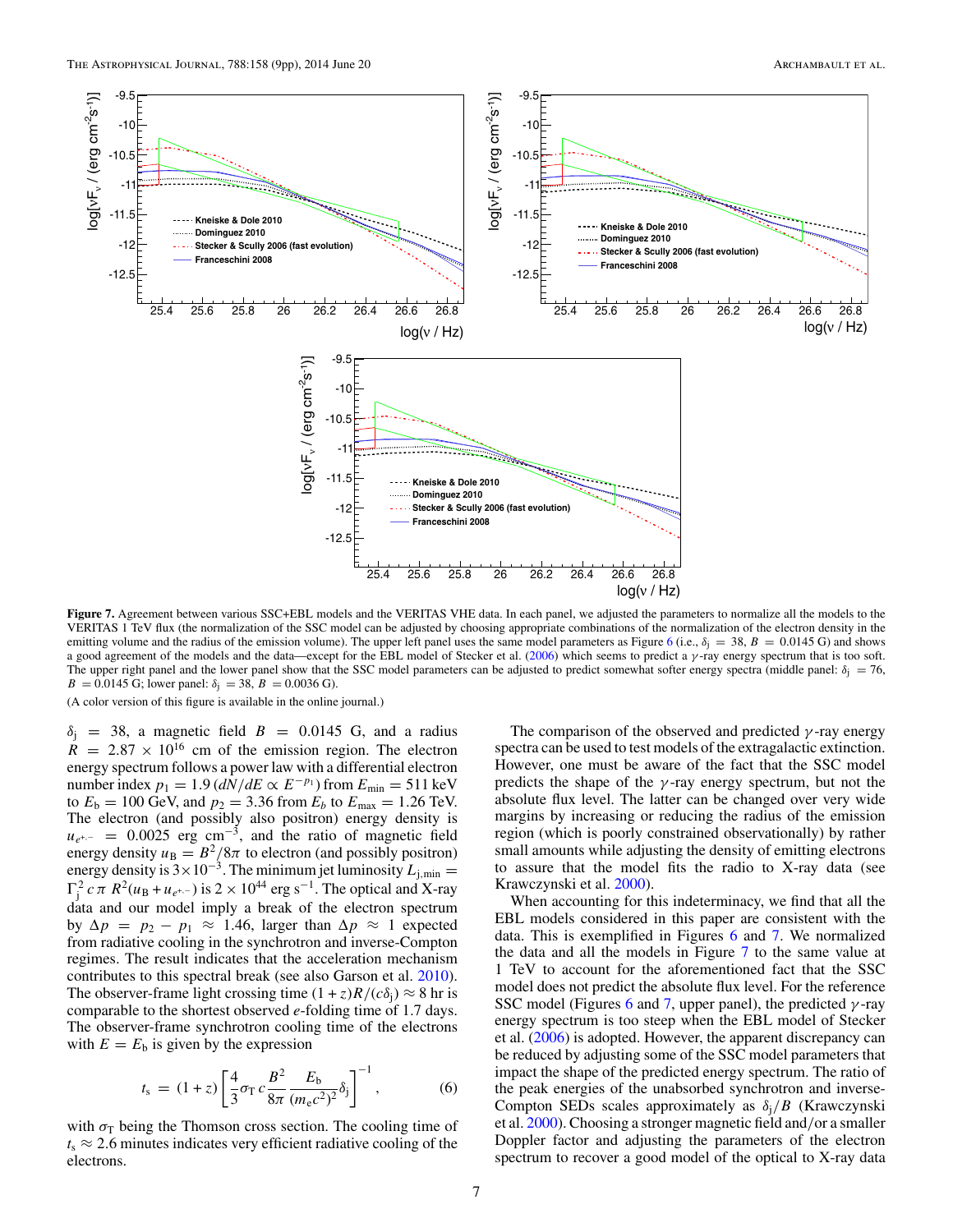**Figure 7.** Agreement between various SSC+EBL models and the VERITAS VHE data. In each panel, we adjusted the parameters to normalize all the models to the VERITAS 1 TeV flux (the normalization of the SSC model can be adjusted by choosing appropriate combinations of the normalization of the electron density in the emitting volume and the radius of the emission volume). The upper left panel uses the same model parameters as Figure 6 (i.e., $\delta_{\rm j} = 38$, $B = 0.0145$ G) and shows a good agreement of the models and the data—except for the EBL model of Stecker et al. (2006) which seems to predict a $\gamma$-ray energy spectrum that is too soft. The upper right panel and the lower panel show that the SSC model parameters can be adjusted to predict somewhat softer energy spectra (middle panel: $\delta_{\rm j} = 76$, $B = 0.0145$ G; lower panel: $\delta_{\rm j} = 38$, $B = 0.0036$ G).

(A color version of this figure is available in the online journal.)

$\delta_{\rm j} = 38$, a magnetic field $B = 0.0145$ G, and a radius $R = 2.87 \times 10^{16}$ cm of the emission region. The electron energy spectrum follows a power law with a differential electron number index $p_1 = 1.9$ ($dN/dE \propto E^{-p_1}$) from $E_{\rm min} = 511$ keV to $E_{\rm b} = 100$ GeV, and $p_2 = 3.36$ from $E_b$ to $E_{\rm max} = 1.26$ TeV. The electron (and possibly also positron) energy density is $u_{e^{+,-}} = 0.0025$ erg cm$^{-3}$, and the ratio of magnetic field energy density $u_{\rm B} = B^2/8\pi$ to electron (and possibly positron) energy density is $3\times10^{-3}$. The minimum jet luminosity $L_{\rm j,min} = \Gamma_{\rm j}^2\, c\, \pi\, R^2(u_{\rm B} + u_{e^{+,-}})$ is $2 \times 10^{44}$ erg s$^{-1}$. The optical and X-ray data and our model imply a break of the electron spectrum by $\Delta p = p_2 - p_1 \approx 1.46$, larger than $\Delta p \approx 1$ expected from radiative cooling in the synchrotron and inverse-Compton regimes. The result indicates that the acceleration mechanism contributes to this spectral break (see also Garson et al. 2010). The observer-frame light crossing time $(1 + z)R/(c\delta_{\rm j}) \approx 8$ hr is comparable to the shortest observed $e$-folding time of 1.7 days. The observer-frame synchrotron cooling time of the electrons with $E = E_{\rm b}$ is given by the expression

$$t_{\rm s} = (1 + z)\left[\frac{4}{3}\sigma_{\rm T}\, c\, \frac{B^2}{8\pi}\, \frac{E_{\rm b}}{(m_{\rm e}c^2)^2}\delta_{\rm j}\right]^{-1}, \quad (6)$$

with $\sigma_{\rm T}$ being the Thomson cross section. The cooling time of $t_{\rm s} \approx 2.6$ minutes indicates very efficient radiative cooling of the electrons.

The comparison of the observed and predicted $\gamma$-ray energy spectra can be used to test models of the extragalactic extinction. However, one must be aware of the fact that the SSC model predicts the shape of the $\gamma$-ray energy spectrum, but not the absolute flux level. The latter can be changed over very wide margins by increasing or reducing the radius of the emission region (which is poorly constrained observationally) by rather small amounts while adjusting the density of emitting electrons to assure that the model fits the radio to X-ray data (see Krawczynski et al. 2000).

When accounting for this indeterminacy, we find that all the EBL models considered in this paper are consistent with the data. This is exemplified in Figures 6 and 7. We normalized the data and all the models in Figure 7 to the same value at 1 TeV to account for the aforementioned fact that the SSC model does not predict the absolute flux level. For the reference SSC model (Figures 6 and 7, upper panel), the predicted $\gamma$-ray energy spectrum is too steep when the EBL model of Stecker et al. (2006) is adopted. However, the apparent discrepancy can be reduced by adjusting some of the SSC model parameters that impact the shape of the predicted energy spectrum. The ratio of the peak energies of the unabsorbed synchrotron and inverse-Compton SEDs scales approximately as $\delta_{\rm j}/B$ (Krawczynski et al. 2000). Choosing a stronger magnetic field and/or a smaller Doppler factor and adjusting the parameters of the electron spectrum to recover a good model of the optical to X-ray data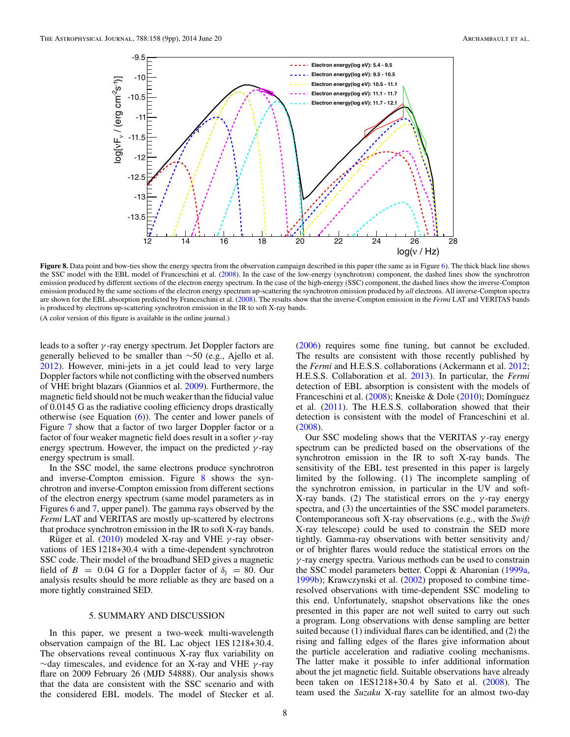**Figure 8.** Data point and bow-ties show the energy spectra from the observation campaign described in this paper (the same as in Figure 6). The thick black line shows the SSC model with the EBL model of Franceschini et al. (2008). In the case of the low-energy (synchrotron) component, the dashed lines show the synchrotron emission produced by different sections of the electron energy spectrum. In the case of the high-energy (SSC) component, the dashed lines show the inverse-Compton emission produced by the same sections of the electron energy spectrum up-scattering the synchrotron emission produced by *all* electrons. All inverse-Compton spectra are shown for the EBL absorption predicted by Franceschini et al. (2008). The results show that the inverse-Compton emission in the *Fermi* LAT and VERITAS bands is produced by electrons up-scattering synchrotron emission in the IR to soft X-ray bands.

(A color version of this figure is available in the online journal.)

leads to a softer $\gamma$-ray energy spectrum. Jet Doppler factors are generally believed to be smaller than $\sim$50 (e.g., Ajello et al. 2012). However, mini-jets in a jet could lead to very large Doppler factors while not conflicting with the observed numbers of VHE bright blazars (Giannios et al. 2009). Furthermore, the magnetic field should not be much weaker than the fiducial value of 0.0145 G as the radiative cooling efficiency drops drastically otherwise (see Equation (6)). The center and lower panels of Figure 7 show that a factor of two larger Doppler factor or a factor of four weaker magnetic field does result in a softer $\gamma$-ray energy spectrum. However, the impact on the predicted $\gamma$-ray energy spectrum is small.

In the SSC model, the same electrons produce synchrotron and inverse-Compton emission. Figure 8 shows the synchrotron and inverse-Compton emission from different sections of the electron energy spectrum (same model parameters as in Figures 6 and 7, upper panel). The gamma rays observed by the *Fermi* LAT and VERITAS are mostly up-scattered by electrons that produce synchrotron emission in the IR to soft X-ray bands.

Rüger et al. (2010) modeled X-ray and VHE $\gamma$-ray observations of 1ES 1218+30.4 with a time-dependent synchrotron SSC code. Their model of the broadband SED gives a magnetic field of $B = 0.04$ G for a Doppler factor of $\delta_j = 80$. Our analysis results should be more reliable as they are based on a more tightly constrained SED.

## 5. SUMMARY AND DISCUSSION

In this paper, we present a two-week multi-wavelength observation campaign of the BL Lac object 1ES 1218+30.4. The observations reveal continuous X-ray flux variability on $\sim$day timescales, and evidence for an X-ray and VHE $\gamma$-ray flare on 2009 February 26 (MJD 54888). Our analysis shows that the data are consistent with the SSC scenario and with the considered EBL models. The model of Stecker et al. (2006) requires some fine tuning, but cannot be excluded. The results are consistent with those recently published by the *Fermi* and H.E.S.S. collaborations (Ackermann et al. 2012; H.E.S.S. Collaboration et al. 2013). In particular, the *Fermi* detection of EBL absorption is consistent with the models of Franceschini et al. (2008); Kneiske & Dole (2010); Domínguez et al. (2011). The H.E.S.S. collaboration showed that their detection is consistent with the model of Franceschini et al. (2008).

Our SSC modeling shows that the VERITAS $\gamma$-ray energy spectrum can be predicted based on the observations of the synchrotron emission in the IR to soft X-ray bands. The sensitivity of the EBL test presented in this paper is largely limited by the following. (1) The incomplete sampling of the synchrotron emission, in particular in the UV and soft-X-ray bands. (2) The statistical errors on the $\gamma$-ray energy spectra, and (3) the uncertainties of the SSC model parameters. Contemporaneous soft X-ray observations (e.g., with the *Swift* X-ray telescope) could be used to constrain the SED more tightly. Gamma-ray observations with better sensitivity and/or of brighter flares would reduce the statistical errors on the $\gamma$-ray energy spectra. Various methods can be used to constrain the SSC model parameters better. Coppi & Aharonian (1999a, 1999b); Krawczynski et al. (2002) proposed to combine time-resolved observations with time-dependent SSC modeling to this end. Unfortunately, snapshot observations like the ones presented in this paper are not well suited to carry out such a program. Long observations with dense sampling are better suited because (1) individual flares can be identified, and (2) the rising and falling edges of the flares give information about the particle acceleration and radiative cooling mechanisms. The latter make it possible to infer additional information about the jet magnetic field. Suitable observations have already been taken on 1ES1218+30.4 by Sato et al. (2008). The team used the *Suzaku* X-ray satellite for an almost two-day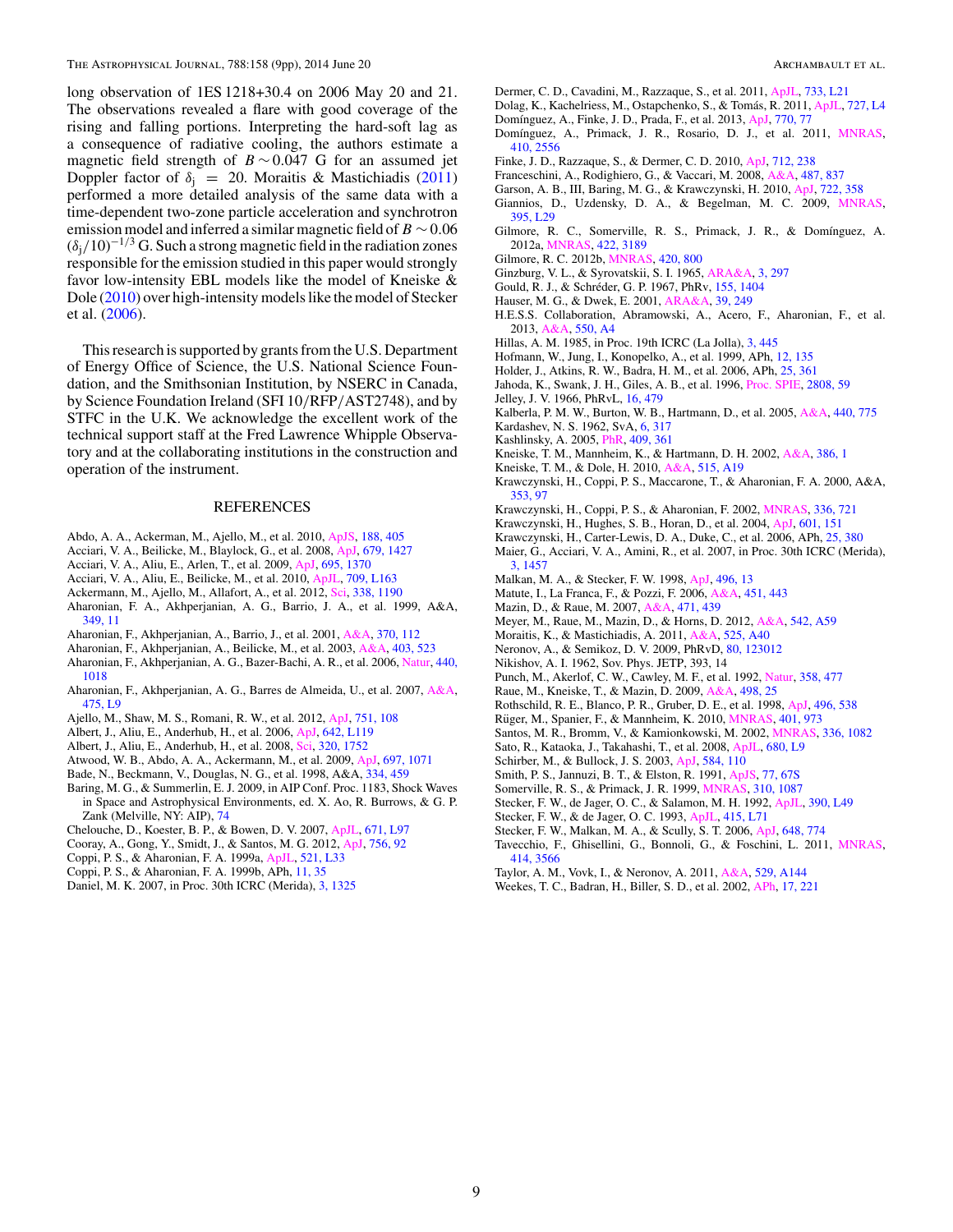long observation of 1ES 1218+30.4 on 2006 May 20 and 21. The observations revealed a flare with good coverage of the rising and falling portions. Interpreting the hard-soft lag as a consequence of radiative cooling, the authors estimate a magnetic field strength of $B \sim 0.047$ G for an assumed jet Doppler factor of $\delta_j = 20$. Moraitis & Mastichiadis (2011) performed a more detailed analysis of the same data with a time-dependent two-zone particle acceleration and synchrotron emission model and inferred a similar magnetic field of $B \sim 0.06$ $(\delta_j/10)^{-1/3}$ G. Such a strong magnetic field in the radiation zones responsible for the emission studied in this paper would strongly favor low-intensity EBL models like the model of Kneiske & Dole (2010) over high-intensity models like the model of Stecker et al. (2006).

This research is supported by grants from the U.S. Department of Energy Office of Science, the U.S. National Science Foundation, and the Smithsonian Institution, by NSERC in Canada, by Science Foundation Ireland (SFI 10/RFP/AST2748), and by STFC in the U.K. We acknowledge the excellent work of the technical support staff at the Fred Lawrence Whipple Observatory and at the collaborating institutions in the construction and operation of the instrument.

## REFERENCES

Abdo, A. A., Ackerman, M., Ajello, M., et al. 2010, ApJS, 188, 405
Acciari, V. A., Beilicke, M., Blaylock, G., et al. 2008, ApJ, 679, 1427
Acciari, V. A., Aliu, E., Arlen, T., et al. 2009, ApJ, 695, 1370
Acciari, V. A., Aliu, E., Beilicke, M., et al. 2010, ApJL, 709, L163
Ackermann, M., Ajello, M., Allafort, A., et al. 2012, Sci, 338, 1190
Aharonian, F. A., Akhperjanian, A. G., Barrio, J. A., et al. 1999, A&A, 349, 11
Aharonian, F., Akhperjanian, A., Barrio, J., et al. 2001, A&A, 370, 112
Aharonian, F., Akhperjanian, A., Beilicke, M., et al. 2003, A&A, 403, 523
Aharonian, F., Akhperjanian, A. G., Bazer-Bachi, A. R., et al. 2006, Natur, 440, 1018
Aharonian, F., Akhperjanian, A. G., Barres de Almeida, U., et al. 2007, A&A, 475, L9
Ajello, M., Shaw, M. S., Romani, R. W., et al. 2012, ApJ, 751, 108
Albert, J., Aliu, E., Anderhub, H., et al. 2006, ApJ, 642, L119
Albert, J., Aliu, E., Anderhub, H., et al. 2008, Sci, 320, 1752
Atwood, W. B., Abdo, A. A., Ackermann, M., et al. 2009, ApJ, 697, 1071
Bade, N., Beckmann, V., Douglas, N. G., et al. 1998, A&A, 334, 459
Baring, M. G., & Summerlin, E. J. 2009, in AIP Conf. Proc. 1183, Shock Waves in Space and Astrophysical Environments, ed. X. Ao, R. Burrows, & G. P. Zank (Melville, NY: AIP), 74
Chelouche, D., Koester, B. P., & Bowen, D. V. 2007, ApJL, 671, L97
Cooray, A., Gong, Y., Smidt, J., & Santos, M. G. 2012, ApJ, 756, 92
Coppi, P. S., & Aharonian, F. A. 1999a, ApJL, 521, L33
Coppi, P. S., & Aharonian, F. A. 1999b, APh, 11, 35
Daniel, M. K. 2007, in Proc. 30th ICRC (Merida), 3, 1325
Dermer, C. D., Cavadini, M., Razzaque, S., et al. 2011, ApJL, 733, L21
Dolag, K., Kachelriess, M., Ostapchenko, S., & Tomás, R. 2011, ApJL, 727, L4
Domínguez, A., Finke, J. D., Prada, F., et al. 2013, ApJ, 770, 77
Domínguez, A., Primack, J. R., Rosario, D. J., et al. 2011, MNRAS, 410, 2556
Finke, J. D., Razzaque, S., & Dermer, C. D. 2010, ApJ, 712, 238
Franceschini, A., Rodighiero, G., & Vaccari, M. 2008, A&A, 487, 837
Garson, A. B., III, Baring, M. G., & Krawczynski, H. 2010, ApJ, 722, 358
Giannios, D., Uzdensky, D. A., & Begelman, M. C. 2009, MNRAS, 395, L29
Gilmore, R. C., Somerville, R. S., Primack, J. R., & Domínguez, A. 2012a, MNRAS, 422, 3189
Gilmore, R. C. 2012b, MNRAS, 420, 800
Ginzburg, V. L., & Syrovatskii, S. I. 1965, ARA&A, 3, 297
Gould, R. J., & Schréder, G. P. 1967, PhRv, 155, 1404
Hauser, M. G., & Dwek, E. 2001, ARA&A, 39, 249
H.E.S.S. Collaboration, Abramowski, A., Acero, F., Aharonian, F., et al. 2013, A&A, 550, A4
Hillas, A. M. 1985, in Proc. 19th ICRC (La Jolla), 3, 445
Hofmann, W., Jung, I., Konopelko, A., et al. 1999, APh, 12, 135
Holder, J., Atkins, R. W., Badra, H. M., et al. 2006, APh, 25, 361
Jahoda, K., Swank, J. H., Giles, A. B., et al. 1996, Proc. SPIE, 2808, 59
Jelley, J. V. 1966, PhRvL, 16, 479
Kalberla, P. M. W., Burton, W. B., Hartmann, D., et al. 2005, A&A, 440, 775
Kardashev, N. S. 1962, SvA, 6, 317
Kashlinsky, A. 2005, PhR, 409, 361
Kneiske, T. M., Mannheim, K., & Hartmann, D. H. 2002, A&A, 386, 1
Kneiske, T. M., & Dole, H. 2010, A&A, 515, A19
Krawczynski, H., Coppi, P. S., Maccarone, T., & Aharonian, F. A. 2000, A&A, 353, 97
Krawczynski, H., Coppi, P. S., & Aharonian, F. 2002, MNRAS, 336, 721
Krawczynski, H., Hughes, S. B., Horan, D., et al. 2004, ApJ, 601, 151
Krawczynski, H., Carter-Lewis, D. A., Duke, C., et al. 2006, APh, 25, 380
Maier, G., Acciari, V. A., Amini, R., et al. 2007, in Proc. 30th ICRC (Merida), 3, 1457
Malkan, M. A., & Stecker, F. W. 1998, ApJ, 496, 13
Matute, I., La Franca, F., & Pozzi, F. 2006, A&A, 451, 443
Mazin, D., & Raue, M. 2007, A&A, 471, 439
Meyer, M., Raue, M., Mazin, D., & Horns, D. 2012, A&A, 542, A59
Moraitis, K., & Mastichiadis, A. 2011, A&A, 525, A40
Neronov, A., & Semikoz, D. V. 2009, PhRvD, 80, 123012
Nikishov, A. I. 1962, Sov. Phys. JETP, 393, 14
Punch, M., Akerlof, C. W., Cawley, M. F., et al. 1992, Natur, 358, 477
Raue, M., Kneiske, T., & Mazin, D. 2009, A&A, 498, 25
Rothschild, R. E., Blanco, P. R., Gruber, D. E., et al. 1998, ApJ, 496, 538
Rüger, M., Spanier, F., & Mannheim, K. 2010, MNRAS, 401, 973
Santos, M. R., Bromm, V., & Kamionkowski, M. 2002, MNRAS, 336, 1082
Sato, R., Kataoka, J., Takahashi, T., et al. 2008, ApJL, 680, L9
Schirber, M., & Bullock, J. S. 2003, ApJ, 584, 110
Smith, P. S., Jannuzi, B. T., & Elston, R. 1991, ApJS, 77, 67S
Somerville, R. S., & Primack, J. R. 1999, MNRAS, 310, 1087
Stecker, F. W., de Jager, O. C., & Salamon, M. H. 1992, ApJL, 390, L49
Stecker, F. W., & de Jager, O. C. 1993, ApJL, 415, L71
Stecker, F. W., Malkan, M. A., & Scully, S. T. 2006, ApJ, 648, 774
Tavecchio, F., Ghisellini, G., Bonnoli, G., & Foschini, L. 2011, MNRAS, 414, 3566
Taylor, A. M., Vovk, I., & Neronov, A. 2011, A&A, 529, A144
Weekes, T. C., Badran, H., Biller, S. D., et al. 2002, APh, 17, 221